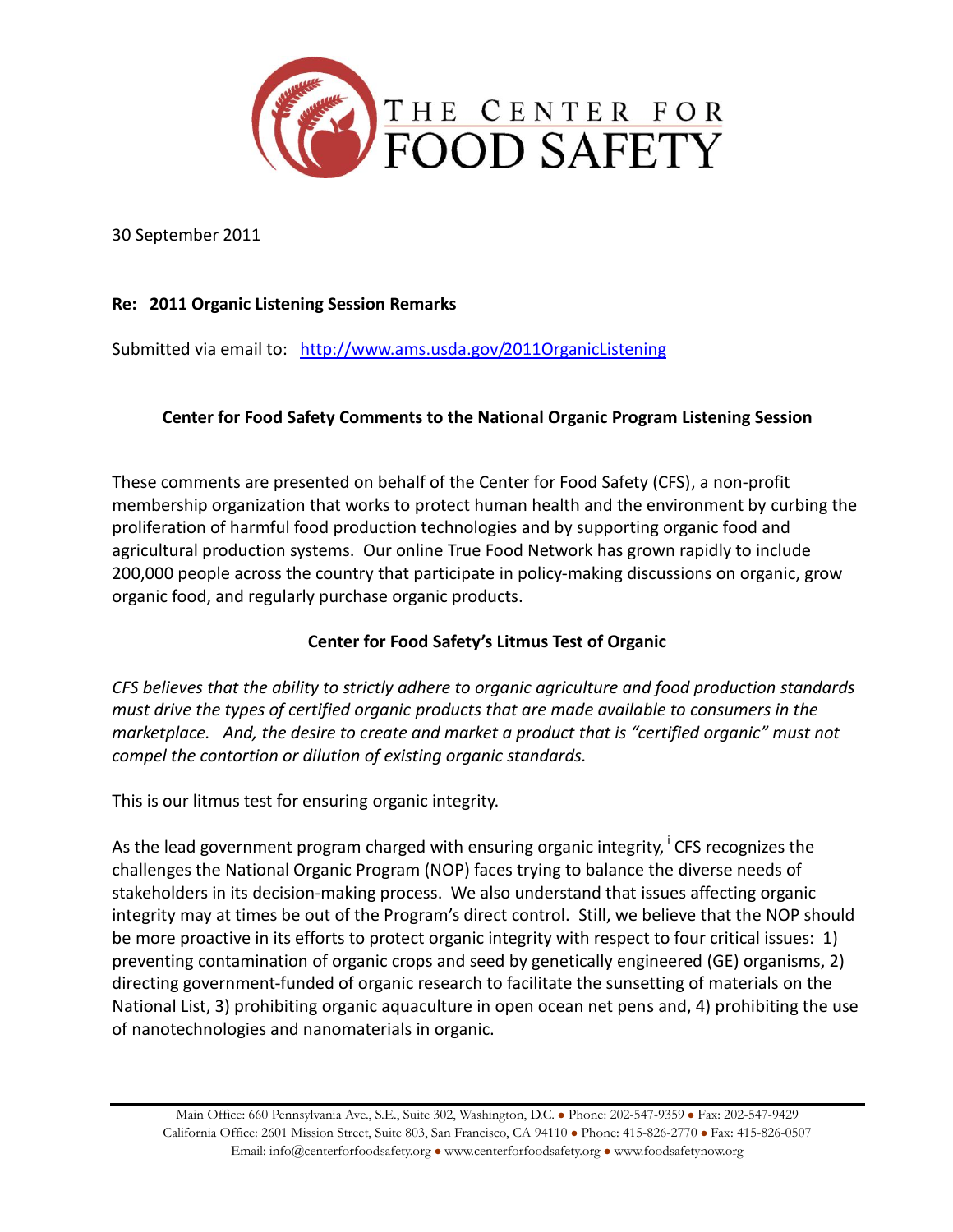THE CENTER FOR FOOD SAFETY

30 September 2011

**Re: 2011 Organic Listening Session Remarks**

Submitted via email to: http://www.ams.usda.gov/2011OrganicListening

**Center for Food Safety Comments to the National Organic Program Listening Session**

These comments are presented on behalf of the Center for Food Safety (CFS), a non-profit membership organization that works to protect human health and the environment by curbing the proliferation of harmful food production technologies and by supporting organic food and agricultural production systems. Our online True Food Network has grown rapidly to include 200,000 people across the country that participate in policy-making discussions on organic, grow organic food, and regularly purchase organic products.

**Center for Food Safety's Litmus Test of Organic**

*CFS believes that the ability to strictly adhere to organic agriculture and food production standards must drive the types of certified organic products that are made available to consumers in the marketplace. And, the desire to create and market a product that is "certified organic" must not compel the contortion or dilution of existing organic standards.*

This is our litmus test for ensuring organic integrity.

As the lead government program charged with ensuring organic integrity, [i] CFS recognizes the challenges the National Organic Program (NOP) faces trying to balance the diverse needs of stakeholders in its decision-making process. We also understand that issues affecting organic integrity may at times be out of the Program's direct control. Still, we believe that the NOP should be more proactive in its efforts to protect organic integrity with respect to four critical issues: 1) preventing contamination of organic crops and seed by genetically engineered (GE) organisms, 2) directing government-funded of organic research to facilitate the sunsetting of materials on the National List, 3) prohibiting organic aquaculture in open ocean net pens and, 4) prohibiting the use of nanotechnologies and nanomaterials in organic.

Main Office: 660 Pennsylvania Ave., S.E., Suite 302, Washington, D.C. ● Phone: 202-547-9359 ● Fax: 202-547-9429
California Office: 2601 Mission Street, Suite 803, San Francisco, CA 94110 ● Phone: 415-826-2770 ● Fax: 415-826-0507
Email: info@centerforfoodsafety.org ● www.centerforfoodsafety.org ● www.foodsafetynow.org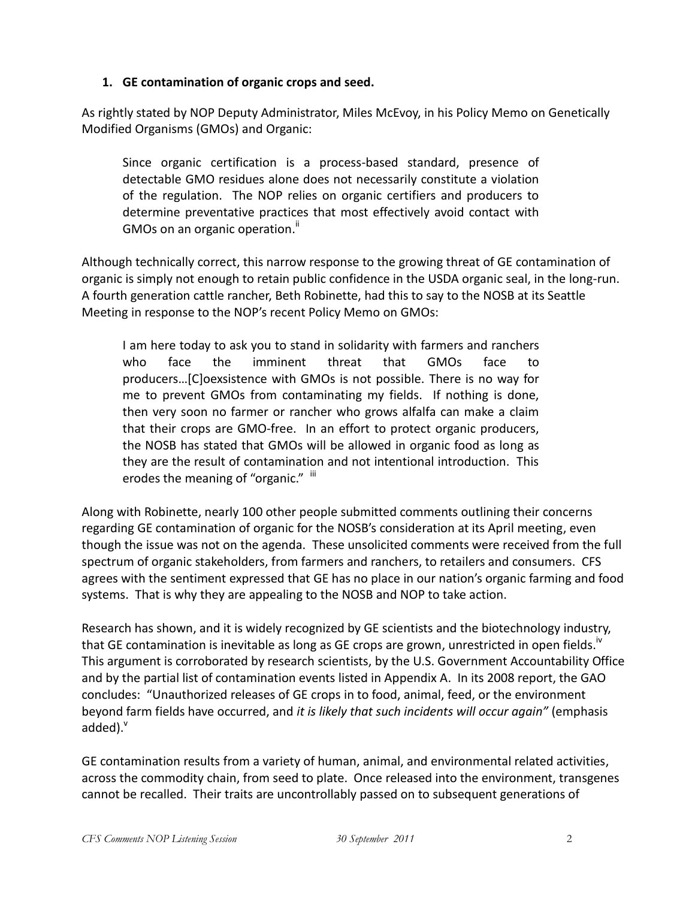1. **GE contamination of organic crops and seed.**

As rightly stated by NOP Deputy Administrator, Miles McEvoy, in his Policy Memo on Genetically Modified Organisms (GMOs) and Organic:

> Since organic certification is a process-based standard, presence of detectable GMO residues alone does not necessarily constitute a violation of the regulation. The NOP relies on organic certifiers and producers to determine preventative practices that most effectively avoid contact with GMOs on an organic operation.[ii]

Although technically correct, this narrow response to the growing threat of GE contamination of organic is simply not enough to retain public confidence in the USDA organic seal, in the long-run. A fourth generation cattle rancher, Beth Robinette, had this to say to the NOSB at its Seattle Meeting in response to the NOP's recent Policy Memo on GMOs:

> I am here today to ask you to stand in solidarity with farmers and ranchers who face the imminent threat that GMOs face to producers…[C]oexsistence with GMOs is not possible. There is no way for me to prevent GMOs from contaminating my fields. If nothing is done, then very soon no farmer or rancher who grows alfalfa can make a claim that their crops are GMO-free. In an effort to protect organic producers, the NOSB has stated that GMOs will be allowed in organic food as long as they are the result of contamination and not intentional introduction. This erodes the meaning of "organic." [iii]

Along with Robinette, nearly 100 other people submitted comments outlining their concerns regarding GE contamination of organic for the NOSB's consideration at its April meeting, even though the issue was not on the agenda. These unsolicited comments were received from the full spectrum of organic stakeholders, from farmers and ranchers, to retailers and consumers. CFS agrees with the sentiment expressed that GE has no place in our nation's organic farming and food systems. That is why they are appealing to the NOSB and NOP to take action.

Research has shown, and it is widely recognized by GE scientists and the biotechnology industry, that GE contamination is inevitable as long as GE crops are grown, unrestricted in open fields.[iv] This argument is corroborated by research scientists, by the U.S. Government Accountability Office and by the partial list of contamination events listed in Appendix A. In its 2008 report, the GAO concludes: "Unauthorized releases of GE crops in to food, animal, feed, or the environment beyond farm fields have occurred, and *it is likely that such incidents will occur again"* (emphasis added).[v]

GE contamination results from a variety of human, animal, and environmental related activities, across the commodity chain, from seed to plate. Once released into the environment, transgenes cannot be recalled. Their traits are uncontrollably passed on to subsequent generations of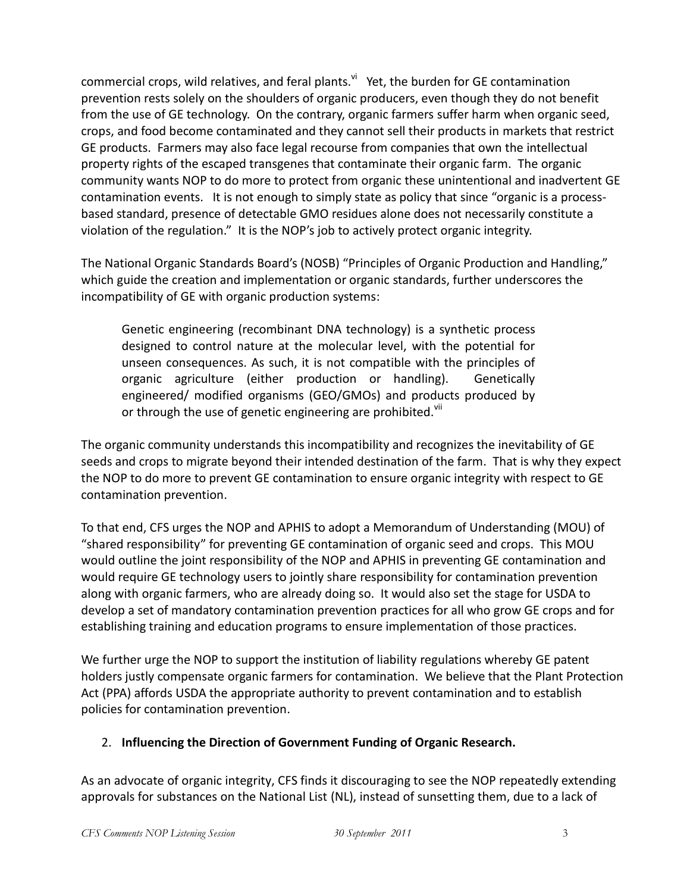commercial crops, wild relatives, and feral plants.[vi] Yet, the burden for GE contamination prevention rests solely on the shoulders of organic producers, even though they do not benefit from the use of GE technology. On the contrary, organic farmers suffer harm when organic seed, crops, and food become contaminated and they cannot sell their products in markets that restrict GE products. Farmers may also face legal recourse from companies that own the intellectual property rights of the escaped transgenes that contaminate their organic farm. The organic community wants NOP to do more to protect from organic these unintentional and inadvertent GE contamination events. It is not enough to simply state as policy that since "organic is a process-based standard, presence of detectable GMO residues alone does not necessarily constitute a violation of the regulation." It is the NOP's job to actively protect organic integrity.

The National Organic Standards Board's (NOSB) "Principles of Organic Production and Handling," which guide the creation and implementation or organic standards, further underscores the incompatibility of GE with organic production systems:

> Genetic engineering (recombinant DNA technology) is a synthetic process designed to control nature at the molecular level, with the potential for unseen consequences. As such, it is not compatible with the principles of organic agriculture (either production or handling). Genetically engineered/ modified organisms (GEO/GMOs) and products produced by or through the use of genetic engineering are prohibited.[vii]

The organic community understands this incompatibility and recognizes the inevitability of GE seeds and crops to migrate beyond their intended destination of the farm. That is why they expect the NOP to do more to prevent GE contamination to ensure organic integrity with respect to GE contamination prevention.

To that end, CFS urges the NOP and APHIS to adopt a Memorandum of Understanding (MOU) of "shared responsibility" for preventing GE contamination of organic seed and crops. This MOU would outline the joint responsibility of the NOP and APHIS in preventing GE contamination and would require GE technology users to jointly share responsibility for contamination prevention along with organic farmers, who are already doing so. It would also set the stage for USDA to develop a set of mandatory contamination prevention practices for all who grow GE crops and for establishing training and education programs to ensure implementation of those practices.

We further urge the NOP to support the institution of liability regulations whereby GE patent holders justly compensate organic farmers for contamination. We believe that the Plant Protection Act (PPA) affords USDA the appropriate authority to prevent contamination and to establish policies for contamination prevention.

2. **Influencing the Direction of Government Funding of Organic Research.**

As an advocate of organic integrity, CFS finds it discouraging to see the NOP repeatedly extending approvals for substances on the National List (NL), instead of sunsetting them, due to a lack of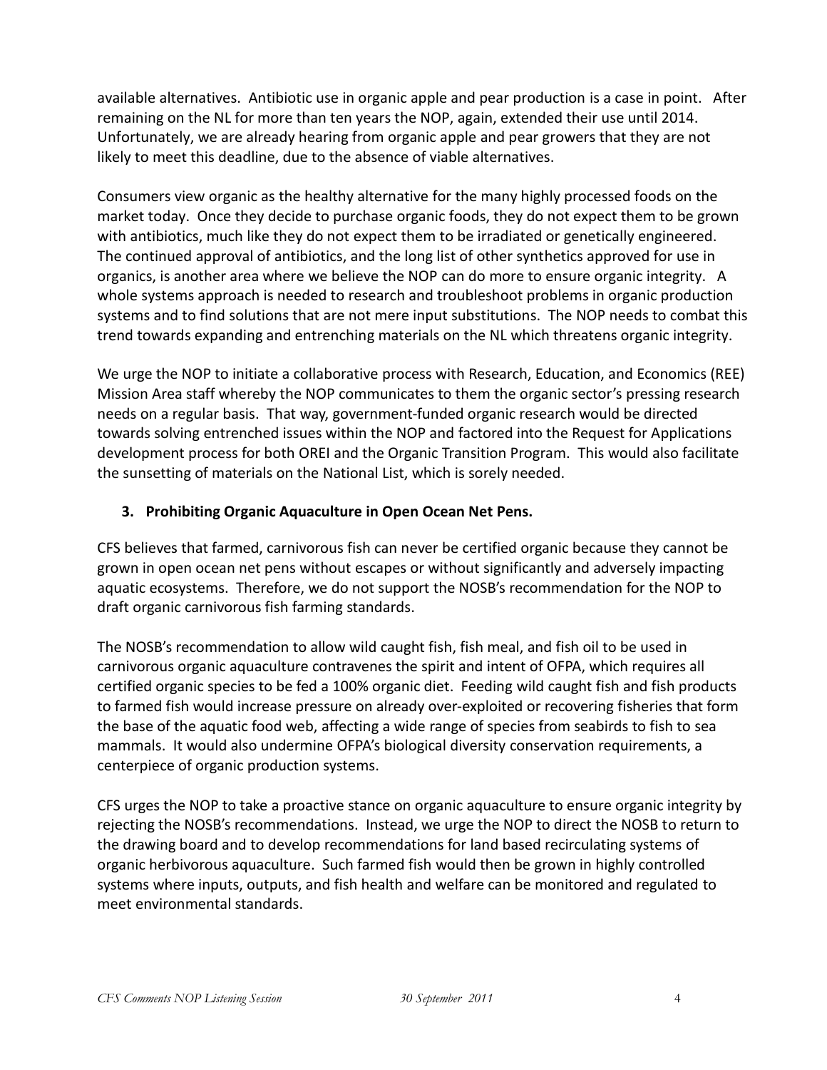available alternatives. Antibiotic use in organic apple and pear production is a case in point. After remaining on the NL for more than ten years the NOP, again, extended their use until 2014. Unfortunately, we are already hearing from organic apple and pear growers that they are not likely to meet this deadline, due to the absence of viable alternatives.

Consumers view organic as the healthy alternative for the many highly processed foods on the market today. Once they decide to purchase organic foods, they do not expect them to be grown with antibiotics, much like they do not expect them to be irradiated or genetically engineered. The continued approval of antibiotics, and the long list of other synthetics approved for use in organics, is another area where we believe the NOP can do more to ensure organic integrity. A whole systems approach is needed to research and troubleshoot problems in organic production systems and to find solutions that are not mere input substitutions. The NOP needs to combat this trend towards expanding and entrenching materials on the NL which threatens organic integrity.

We urge the NOP to initiate a collaborative process with Research, Education, and Economics (REE) Mission Area staff whereby the NOP communicates to them the organic sector's pressing research needs on a regular basis. That way, government-funded organic research would be directed towards solving entrenched issues within the NOP and factored into the Request for Applications development process for both OREI and the Organic Transition Program. This would also facilitate the sunsetting of materials on the National List, which is sorely needed.

### 3. Prohibiting Organic Aquaculture in Open Ocean Net Pens.

CFS believes that farmed, carnivorous fish can never be certified organic because they cannot be grown in open ocean net pens without escapes or without significantly and adversely impacting aquatic ecosystems. Therefore, we do not support the NOSB's recommendation for the NOP to draft organic carnivorous fish farming standards.

The NOSB's recommendation to allow wild caught fish, fish meal, and fish oil to be used in carnivorous organic aquaculture contravenes the spirit and intent of OFPA, which requires all certified organic species to be fed a 100% organic diet. Feeding wild caught fish and fish products to farmed fish would increase pressure on already over-exploited or recovering fisheries that form the base of the aquatic food web, affecting a wide range of species from seabirds to fish to sea mammals. It would also undermine OFPA's biological diversity conservation requirements, a centerpiece of organic production systems.

CFS urges the NOP to take a proactive stance on organic aquaculture to ensure organic integrity by rejecting the NOSB's recommendations. Instead, we urge the NOP to direct the NOSB to return to the drawing board and to develop recommendations for land based recirculating systems of organic herbivorous aquaculture. Such farmed fish would then be grown in highly controlled systems where inputs, outputs, and fish health and welfare can be monitored and regulated to meet environmental standards.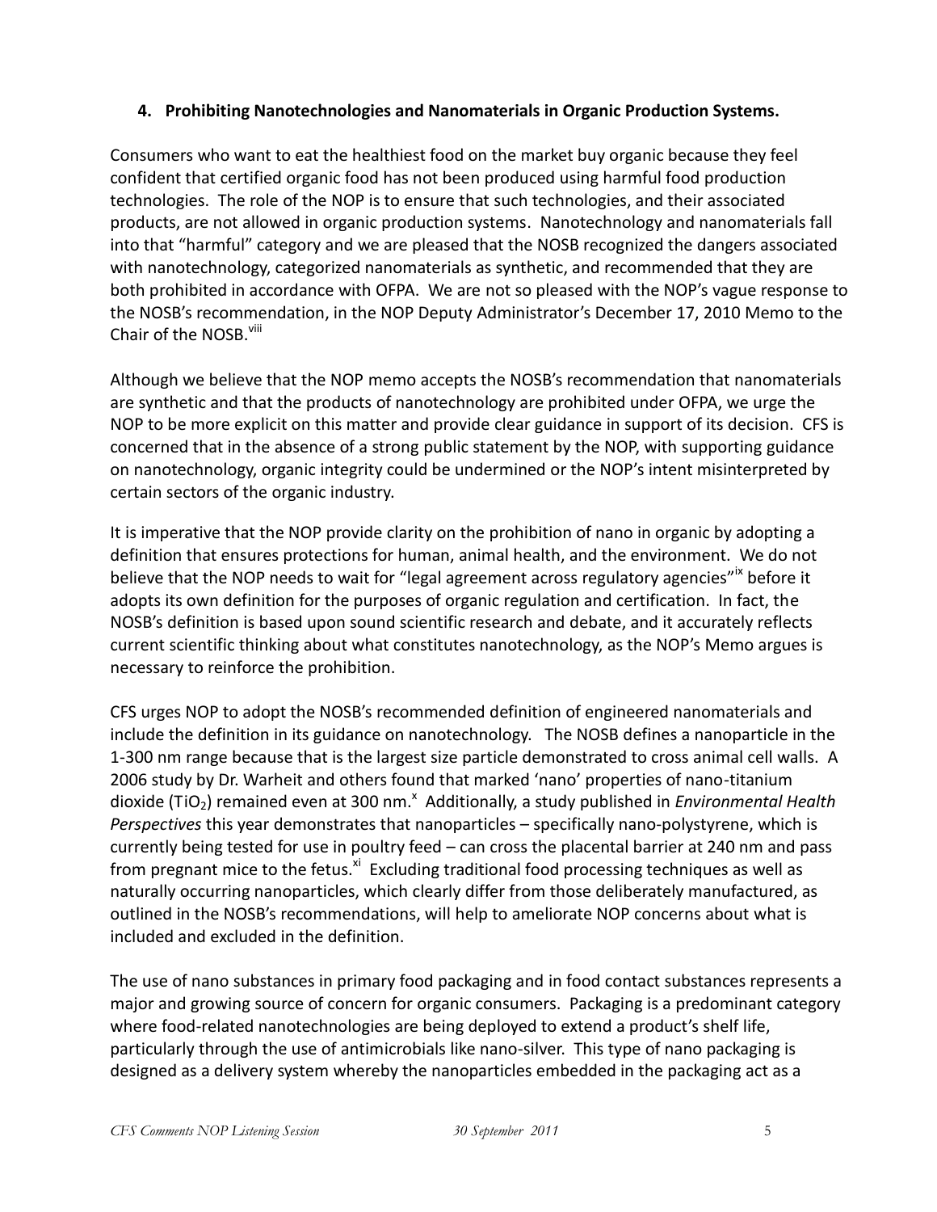### 4. Prohibiting Nanotechnologies and Nanomaterials in Organic Production Systems.

Consumers who want to eat the healthiest food on the market buy organic because they feel confident that certified organic food has not been produced using harmful food production technologies. The role of the NOP is to ensure that such technologies, and their associated products, are not allowed in organic production systems. Nanotechnology and nanomaterials fall into that "harmful" category and we are pleased that the NOSB recognized the dangers associated with nanotechnology, categorized nanomaterials as synthetic, and recommended that they are both prohibited in accordance with OFPA. We are not so pleased with the NOP's vague response to the NOSB's recommendation, in the NOP Deputy Administrator's December 17, 2010 Memo to the Chair of the NOSB.[viii]

Although we believe that the NOP memo accepts the NOSB's recommendation that nanomaterials are synthetic and that the products of nanotechnology are prohibited under OFPA, we urge the NOP to be more explicit on this matter and provide clear guidance in support of its decision. CFS is concerned that in the absence of a strong public statement by the NOP, with supporting guidance on nanotechnology, organic integrity could be undermined or the NOP's intent misinterpreted by certain sectors of the organic industry.

It is imperative that the NOP provide clarity on the prohibition of nano in organic by adopting a definition that ensures protections for human, animal health, and the environment. We do not believe that the NOP needs to wait for "legal agreement across regulatory agencies"[ix] before it adopts its own definition for the purposes of organic regulation and certification. In fact, the NOSB's definition is based upon sound scientific research and debate, and it accurately reflects current scientific thinking about what constitutes nanotechnology, as the NOP's Memo argues is necessary to reinforce the prohibition.

CFS urges NOP to adopt the NOSB's recommended definition of engineered nanomaterials and include the definition in its guidance on nanotechnology. The NOSB defines a nanoparticle in the 1-300 nm range because that is the largest size particle demonstrated to cross animal cell walls. A 2006 study by Dr. Warheit and others found that marked 'nano' properties of nano-titanium dioxide ($TiO_2$) remained even at 300 nm.[x] Additionally, a study published in *Environmental Health Perspectives* this year demonstrates that nanoparticles – specifically nano-polystyrene, which is currently being tested for use in poultry feed – can cross the placental barrier at 240 nm and pass from pregnant mice to the fetus.[xi] Excluding traditional food processing techniques as well as naturally occurring nanoparticles, which clearly differ from those deliberately manufactured, as outlined in the NOSB's recommendations, will help to ameliorate NOP concerns about what is included and excluded in the definition.

The use of nano substances in primary food packaging and in food contact substances represents a major and growing source of concern for organic consumers. Packaging is a predominant category where food-related nanotechnologies are being deployed to extend a product's shelf life, particularly through the use of antimicrobials like nano-silver. This type of nano packaging is designed as a delivery system whereby the nanoparticles embedded in the packaging act as a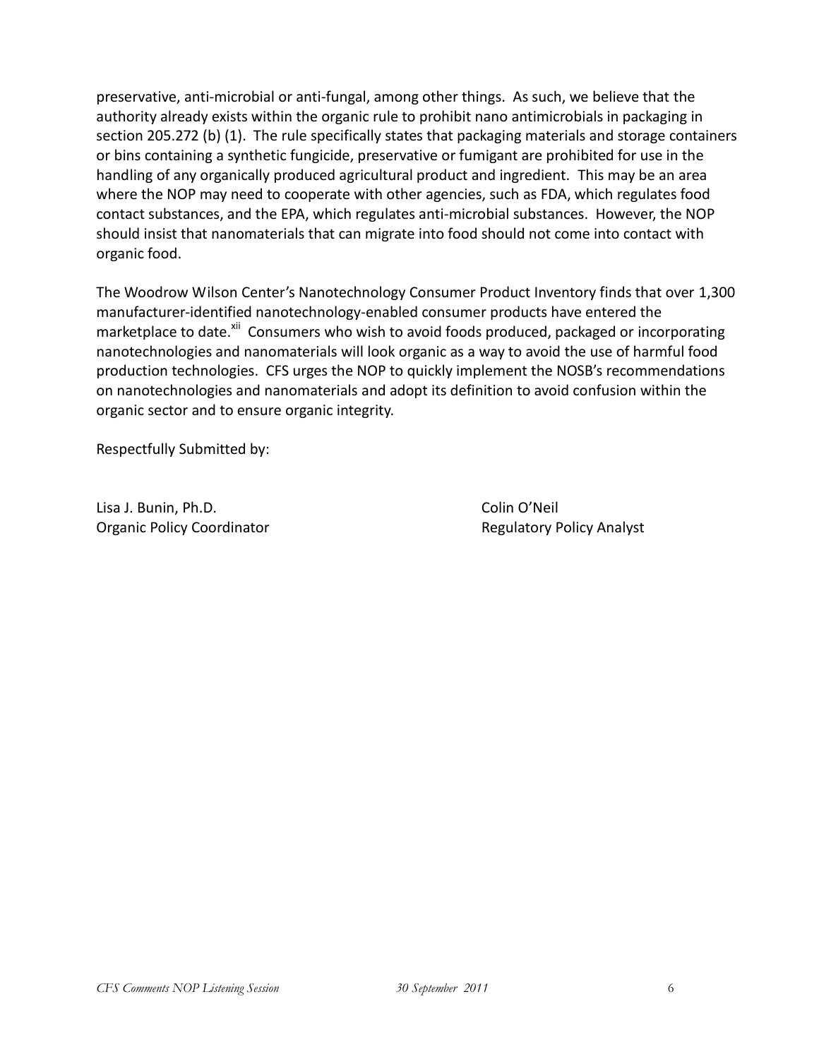preservative, anti-microbial or anti-fungal, among other things. As such, we believe that the authority already exists within the organic rule to prohibit nano antimicrobials in packaging in section 205.272 (b) (1). The rule specifically states that packaging materials and storage containers or bins containing a synthetic fungicide, preservative or fumigant are prohibited for use in the handling of any organically produced agricultural product and ingredient. This may be an area where the NOP may need to cooperate with other agencies, such as FDA, which regulates food contact substances, and the EPA, which regulates anti-microbial substances. However, the NOP should insist that nanomaterials that can migrate into food should not come into contact with organic food.

The Woodrow Wilson Center's Nanotechnology Consumer Product Inventory finds that over 1,300 manufacturer-identified nanotechnology-enabled consumer products have entered the marketplace to date.[xii] Consumers who wish to avoid foods produced, packaged or incorporating nanotechnologies and nanomaterials will look organic as a way to avoid the use of harmful food production technologies. CFS urges the NOP to quickly implement the NOSB's recommendations on nanotechnologies and nanomaterials and adopt its definition to avoid confusion within the organic sector and to ensure organic integrity.

Respectfully Submitted by:

Lisa J. Bunin, Ph.D.
Organic Policy Coordinator

Colin O'Neil
Regulatory Policy Analyst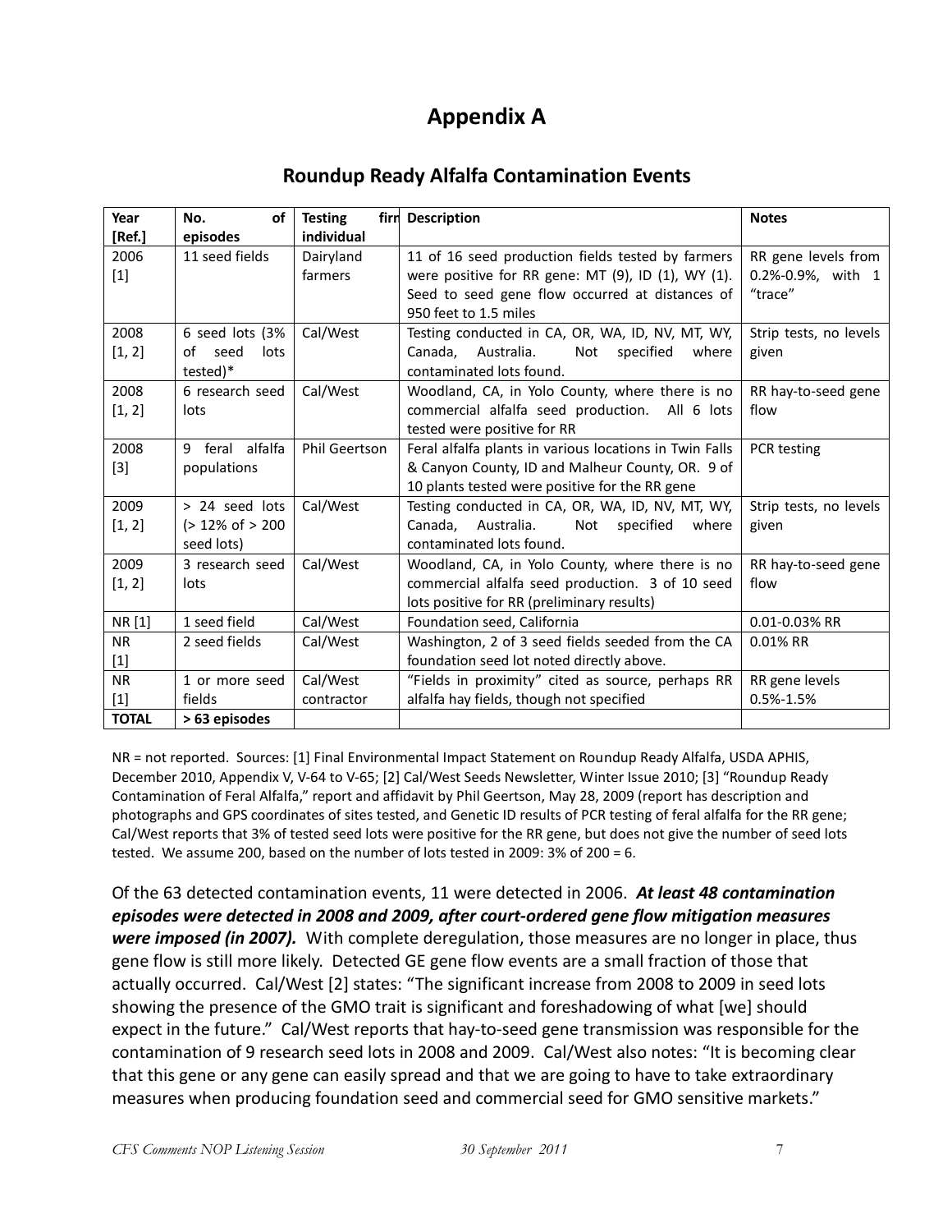# Appendix A

## Roundup Ready Alfalfa Contamination Events

| Year [Ref.] | No. of episodes | Testing firm individual | Description | Notes |
|---|---|---|---|---|
| 2006 [1] | 11 seed fields | Dairyland farmers | 11 of 16 seed production fields tested by farmers were positive for RR gene: MT (9), ID (1), WY (1). Seed to seed gene flow occurred at distances of 950 feet to 1.5 miles | RR gene levels from 0.2%-0.9%, with 1 "trace" |
| 2008 [1, 2] | 6 seed lots (3% of seed lots tested)* | Cal/West | Testing conducted in CA, OR, WA, ID, NV, MT, WY, Canada, Australia. Not specified where contaminated lots found. | Strip tests, no levels given |
| 2008 [1, 2] | 6 research seed lots | Cal/West | Woodland, CA, in Yolo County, where there is no commercial alfalfa seed production. All 6 lots tested were positive for RR | RR hay-to-seed gene flow |
| 2008 [3] | 9 feral alfalfa populations | Phil Geertson | Feral alfalfa plants in various locations in Twin Falls & Canyon County, ID and Malheur County, OR. 9 of 10 plants tested were positive for the RR gene | PCR testing |
| 2009 [1, 2] | > 24 seed lots (> 12% of > 200 seed lots) | Cal/West | Testing conducted in CA, OR, WA, ID, NV, MT, WY, Canada, Australia. Not specified where contaminated lots found. | Strip tests, no levels given |
| 2009 [1, 2] | 3 research seed lots | Cal/West | Woodland, CA, in Yolo County, where there is no commercial alfalfa seed production. 3 of 10 seed lots positive for RR (preliminary results) | RR hay-to-seed gene flow |
| NR [1] | 1 seed field | Cal/West | Foundation seed, California | 0.01-0.03% RR |
| NR [1] | 2 seed fields | Cal/West | Washington, 2 of 3 seed fields seeded from the CA foundation seed lot noted directly above. | 0.01% RR |
| NR [1] | 1 or more seed fields | Cal/West contractor | "Fields in proximity" cited as source, perhaps RR alfalfa hay fields, though not specified | RR gene levels 0.5%-1.5% |
| **TOTAL** | **> 63 episodes** | | | |

NR = not reported. Sources: [1] Final Environmental Impact Statement on Roundup Ready Alfalfa, USDA APHIS, December 2010, Appendix V, V-64 to V-65; [2] Cal/West Seeds Newsletter, Winter Issue 2010; [3] "Roundup Ready Contamination of Feral Alfalfa," report and affidavit by Phil Geertson, May 28, 2009 (report has description and photographs and GPS coordinates of sites tested, and Genetic ID results of PCR testing of feral alfalfa for the RR gene; Cal/West reports that 3% of tested seed lots were positive for the RR gene, but does not give the number of seed lots tested. We assume 200, based on the number of lots tested in 2009: 3% of 200 = 6.

Of the 63 detected contamination events, 11 were detected in 2006. ***At least 48 contamination episodes were detected in 2008 and 2009, after court-ordered gene flow mitigation measures were imposed (in 2007).*** With complete deregulation, those measures are no longer in place, thus gene flow is still more likely. Detected GE gene flow events are a small fraction of those that actually occurred. Cal/West [2] states: "The significant increase from 2008 to 2009 in seed lots showing the presence of the GMO trait is significant and foreshadowing of what [we] should expect in the future." Cal/West reports that hay-to-seed gene transmission was responsible for the contamination of 9 research seed lots in 2008 and 2009. Cal/West also notes: "It is becoming clear that this gene or any gene can easily spread and that we are going to have to take extraordinary measures when producing foundation seed and commercial seed for GMO sensitive markets."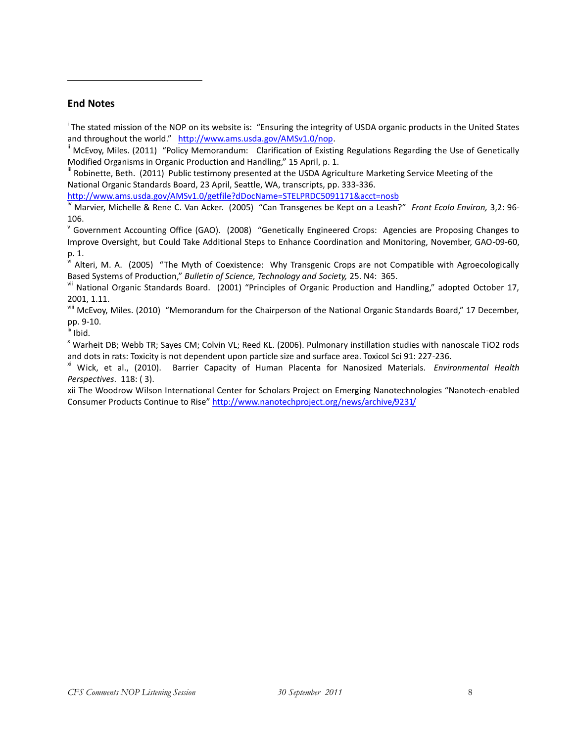## End Notes

[i] The stated mission of the NOP on its website is: "Ensuring the integrity of USDA organic products in the United States and throughout the world." http://www.ams.usda.gov/AMSv1.0/nop.

[ii] McEvoy, Miles. (2011) "Policy Memorandum: Clarification of Existing Regulations Regarding the Use of Genetically Modified Organisms in Organic Production and Handling," 15 April, p. 1.

[iii] Robinette, Beth. (2011) Public testimony presented at the USDA Agriculture Marketing Service Meeting of the National Organic Standards Board, 23 April, Seattle, WA, transcripts, pp. 333-336. http://www.ams.usda.gov/AMSv1.0/getfile?dDocName=STELPRDC5091171&acct=nosb

[iv] Marvier, Michelle & Rene C. Van Acker. (2005) "Can Transgenes be Kept on a Leash?" *Front Ecolo Environ,* 3,2: 96-106.

[v] Government Accounting Office (GAO). (2008) "Genetically Engineered Crops: Agencies are Proposing Changes to Improve Oversight, but Could Take Additional Steps to Enhance Coordination and Monitoring, November, GAO-09-60, p. 1.

[vi] Alteri, M. A. (2005) "The Myth of Coexistence: Why Transgenic Crops are not Compatible with Agroecologically Based Systems of Production," *Bulletin of Science, Technology and Society,* 25. N4: 365.

[vii] National Organic Standards Board. (2001) "Principles of Organic Production and Handling," adopted October 17, 2001, 1.11.

[viii] McEvoy, Miles. (2010) "Memorandum for the Chairperson of the National Organic Standards Board," 17 December, pp. 9-10.

[ix] Ibid.

[x] Warheit DB; Webb TR; Sayes CM; Colvin VL; Reed KL. (2006). Pulmonary instillation studies with nanoscale $TiO_2$ rods and dots in rats: Toxicity is not dependent upon particle size and surface area. Toxicol Sci 91: 227-236.

[xi] Wick, et al., (2010). Barrier Capacity of Human Placenta for Nanosized Materials. *Environmental Health Perspectives*. 118: ( 3).

xii The Woodrow Wilson International Center for Scholars Project on Emerging Nanotechnologies "Nanotech-enabled Consumer Products Continue to Rise" http://www.nanotechproject.org/news/archive/9231/